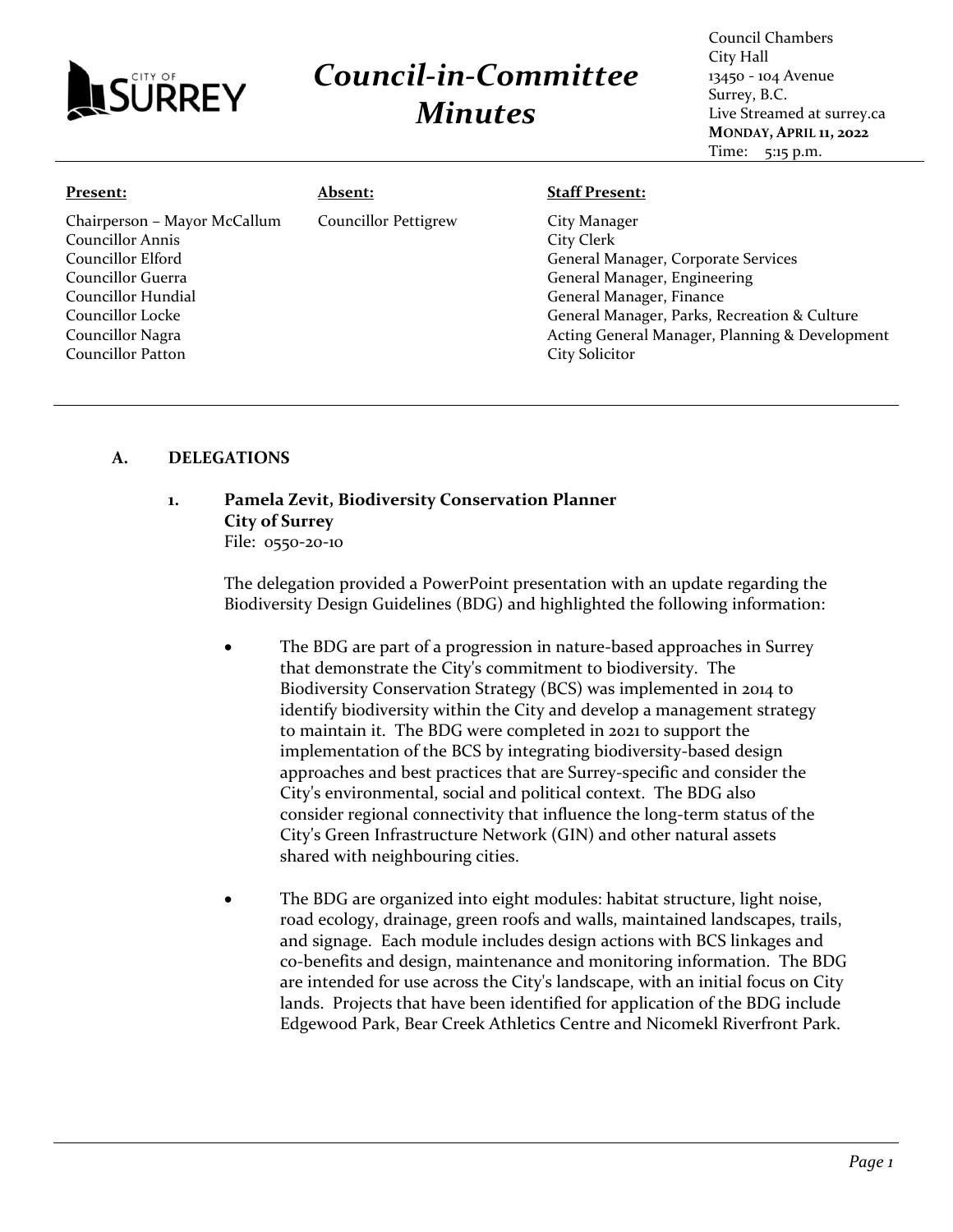# Council-in-Committee Minutes

Council Chambers
City Hall
13450 - 104 Avenue
Surrey, B.C.
Live Streamed at surrey.ca
**MONDAY, APRIL 11, 2022**
Time: 5:15 p.m.

**Present:**

Chairperson – Mayor McCallum
Councillor Annis
Councillor Elford
Councillor Guerra
Councillor Hundial
Councillor Locke
Councillor Nagra
Councillor Patton

**Absent:**

Councillor Pettigrew

**Staff Present:**

City Manager
City Clerk
General Manager, Corporate Services
General Manager, Engineering
General Manager, Finance
General Manager, Parks, Recreation & Culture
Acting General Manager, Planning & Development
City Solicitor

## A. DELEGATIONS

### 1. Pamela Zevit, Biodiversity Conservation Planner City of Surrey

File: 0550-20-10

The delegation provided a PowerPoint presentation with an update regarding the Biodiversity Design Guidelines (BDG) and highlighted the following information:

- The BDG are part of a progression in nature-based approaches in Surrey that demonstrate the City's commitment to biodiversity. The Biodiversity Conservation Strategy (BCS) was implemented in 2014 to identify biodiversity within the City and develop a management strategy to maintain it. The BDG were completed in 2021 to support the implementation of the BCS by integrating biodiversity-based design approaches and best practices that are Surrey-specific and consider the City's environmental, social and political context. The BDG also consider regional connectivity that influence the long-term status of the City's Green Infrastructure Network (GIN) and other natural assets shared with neighbouring cities.

- The BDG are organized into eight modules: habitat structure, light noise, road ecology, drainage, green roofs and walls, maintained landscapes, trails, and signage. Each module includes design actions with BCS linkages and co-benefits and design, maintenance and monitoring information. The BDG are intended for use across the City's landscape, with an initial focus on City lands. Projects that have been identified for application of the BDG include Edgewood Park, Bear Creek Athletics Centre and Nicomekl Riverfront Park.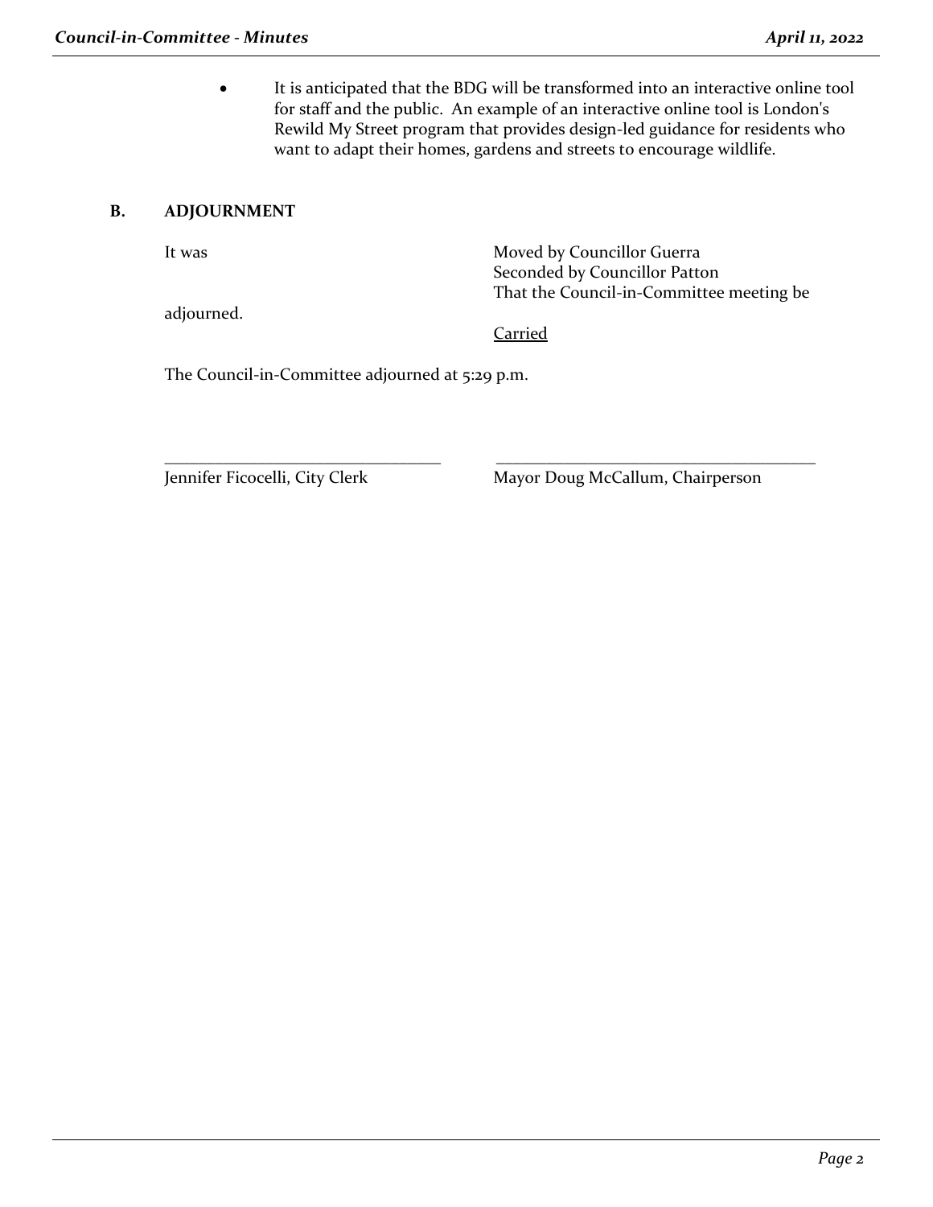- It is anticipated that the BDG will be transformed into an interactive online tool for staff and the public. An example of an interactive online tool is London's Rewild My Street program that provides design-led guidance for residents who want to adapt their homes, gardens and streets to encourage wildlife.

## B. ADJOURNMENT

It was Moved by Councillor Guerra
Seconded by Councillor Patton
That the Council-in-Committee meeting be adjourned.

<u>Carried</u>

The Council-in-Committee adjourned at 5:29 p.m.

\_\_\_\_\_\_\_\_\_\_\_\_\_\_\_\_\_\_\_\_\_\_\_\_\_\_\_\_\_\_\_\_\_\_
Jennifer Ficocelli, City Clerk

\_\_\_\_\_\_\_\_\_\_\_\_\_\_\_\_\_\_\_\_\_\_\_\_\_\_\_\_\_\_\_\_\_\_\_\_\_\_\_
Mayor Doug McCallum, Chairperson